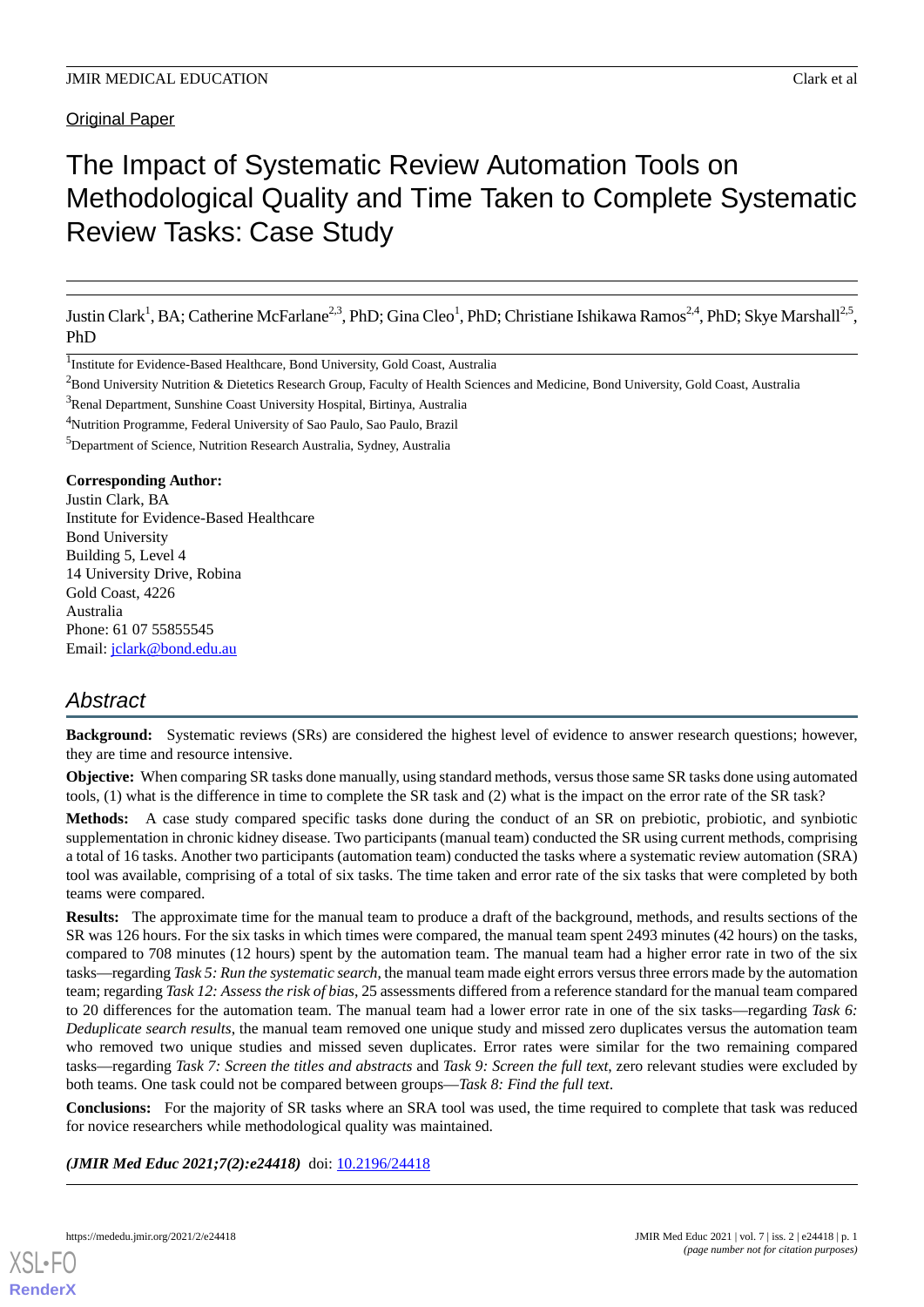Original Paper

# The Impact of Systematic Review Automation Tools on Methodological Quality and Time Taken to Complete Systematic Review Tasks: Case Study

Justin Clark[1], BA; Catherine McFarlane[2,3], PhD; Gina Cleo[1], PhD; Christiane Ishikawa Ramos[2,4], PhD; Skye Marshall[2,5], PhD

[1]Institute for Evidence-Based Healthcare, Bond University, Gold Coast, Australia

[2]Bond University Nutrition & Dietetics Research Group, Faculty of Health Sciences and Medicine, Bond University, Gold Coast, Australia

[3]Renal Department, Sunshine Coast University Hospital, Birtinya, Australia

[4]Nutrition Programme, Federal University of Sao Paulo, Sao Paulo, Brazil

[5]Department of Science, Nutrition Research Australia, Sydney, Australia

**Corresponding Author:**
Justin Clark, BA
Institute for Evidence-Based Healthcare
Bond University
Building 5, Level 4
14 University Drive, Robina
Gold Coast, 4226
Australia
Phone: 61 07 55855545
Email: jclark@bond.edu.au

## Abstract

**Background:** Systematic reviews (SRs) are considered the highest level of evidence to answer research questions; however, they are time and resource intensive.

**Objective:** When comparing SR tasks done manually, using standard methods, versus those same SR tasks done using automated tools, (1) what is the difference in time to complete the SR task and (2) what is the impact on the error rate of the SR task?

**Methods:** A case study compared specific tasks done during the conduct of an SR on prebiotic, probiotic, and synbiotic supplementation in chronic kidney disease. Two participants (manual team) conducted the SR using current methods, comprising a total of 16 tasks. Another two participants (automation team) conducted the tasks where a systematic review automation (SRA) tool was available, comprising of a total of six tasks. The time taken and error rate of the six tasks that were completed by both teams were compared.

**Results:** The approximate time for the manual team to produce a draft of the background, methods, and results sections of the SR was 126 hours. For the six tasks in which times were compared, the manual team spent 2493 minutes (42 hours) on the tasks, compared to 708 minutes (12 hours) spent by the automation team. The manual team had a higher error rate in two of the six tasks—regarding *Task 5: Run the systematic search*, the manual team made eight errors versus three errors made by the automation team; regarding *Task 12: Assess the risk of bias*, 25 assessments differed from a reference standard for the manual team compared to 20 differences for the automation team. The manual team had a lower error rate in one of the six tasks—regarding *Task 6: Deduplicate search results*, the manual team removed one unique study and missed zero duplicates versus the automation team who removed two unique studies and missed seven duplicates. Error rates were similar for the two remaining compared tasks—regarding *Task 7: Screen the titles and abstracts* and *Task 9: Screen the full text*, zero relevant studies were excluded by both teams. One task could not be compared between groups—*Task 8: Find the full text*.

**Conclusions:** For the majority of SR tasks where an SRA tool was used, the time required to complete that task was reduced for novice researchers while methodological quality was maintained.

***(JMIR Med Educ 2021;7(2):e24418)*** doi: 10.2196/24418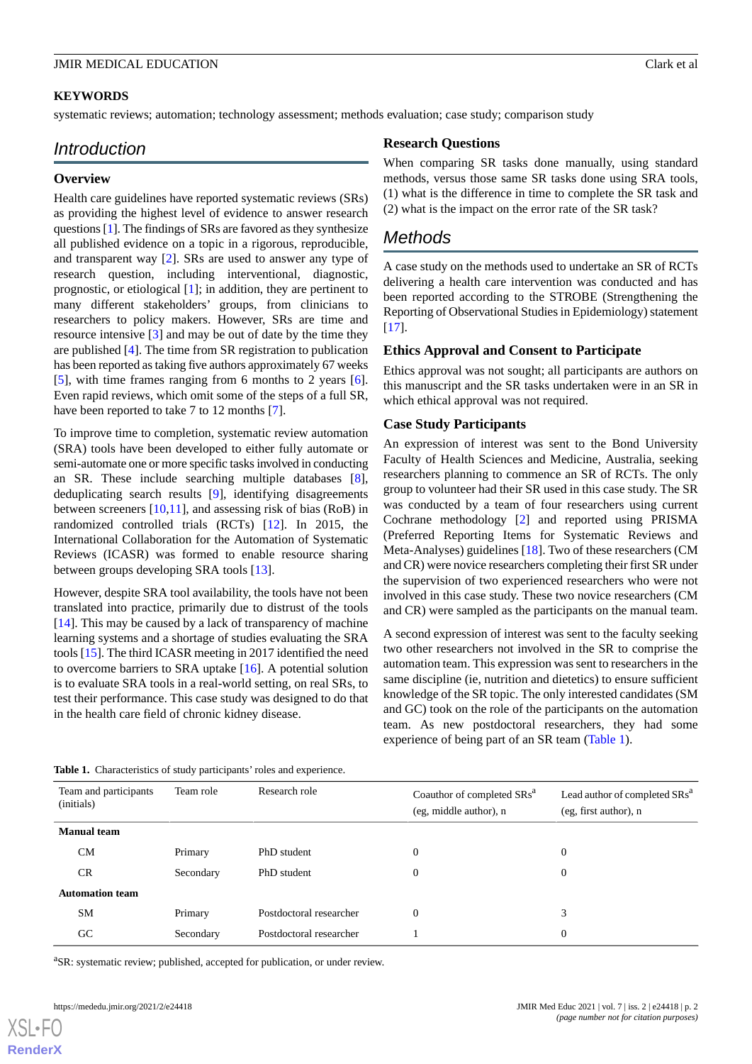## KEYWORDS

systematic reviews; automation; technology assessment; methods evaluation; case study; comparison study

# Introduction

## Overview

Health care guidelines have reported systematic reviews (SRs) as providing the highest level of evidence to answer research questions [1]. The findings of SRs are favored as they synthesize all published evidence on a topic in a rigorous, reproducible, and transparent way [2]. SRs are used to answer any type of research question, including interventional, diagnostic, prognostic, or etiological [1]; in addition, they are pertinent to many different stakeholders' groups, from clinicians to researchers to policy makers. However, SRs are time and resource intensive [3] and may be out of date by the time they are published [4]. The time from SR registration to publication has been reported as taking five authors approximately 67 weeks [5], with time frames ranging from 6 months to 2 years [6]. Even rapid reviews, which omit some of the steps of a full SR, have been reported to take 7 to 12 months [7].

To improve time to completion, systematic review automation (SRA) tools have been developed to either fully automate or semi-automate one or more specific tasks involved in conducting an SR. These include searching multiple databases [8], deduplicating search results [9], identifying disagreements between screeners [10,11], and assessing risk of bias (RoB) in randomized controlled trials (RCTs) [12]. In 2015, the International Collaboration for the Automation of Systematic Reviews (ICASR) was formed to enable resource sharing between groups developing SRA tools [13].

However, despite SRA tool availability, the tools have not been translated into practice, primarily due to distrust of the tools [14]. This may be caused by a lack of transparency of machine learning systems and a shortage of studies evaluating the SRA tools [15]. The third ICASR meeting in 2017 identified the need to overcome barriers to SRA uptake [16]. A potential solution is to evaluate SRA tools in a real-world setting, on real SRs, to test their performance. This case study was designed to do that in the health care field of chronic kidney disease.

## Research Questions

When comparing SR tasks done manually, using standard methods, versus those same SR tasks done using SRA tools, (1) what is the difference in time to complete the SR task and (2) what is the impact on the error rate of the SR task?

# Methods

A case study on the methods used to undertake an SR of RCTs delivering a health care intervention was conducted and has been reported according to the STROBE (Strengthening the Reporting of Observational Studies in Epidemiology) statement [17].

## Ethics Approval and Consent to Participate

Ethics approval was not sought; all participants are authors on this manuscript and the SR tasks undertaken were in an SR in which ethical approval was not required.

## Case Study Participants

An expression of interest was sent to the Bond University Faculty of Health Sciences and Medicine, Australia, seeking researchers planning to commence an SR of RCTs. The only group to volunteer had their SR used in this case study. The SR was conducted by a team of four researchers using current Cochrane methodology [2] and reported using PRISMA (Preferred Reporting Items for Systematic Reviews and Meta-Analyses) guidelines [18]. Two of these researchers (CM and CR) were novice researchers completing their first SR under the supervision of two experienced researchers who were not involved in this case study. These two novice researchers (CM and CR) were sampled as the participants on the manual team.

A second expression of interest was sent to the faculty seeking two other researchers not involved in the SR to comprise the automation team. This expression was sent to researchers in the same discipline (ie, nutrition and dietetics) to ensure sufficient knowledge of the SR topic. The only interested candidates (SM and GC) took on the role of the participants on the automation team. As new postdoctoral researchers, they had some experience of being part of an SR team (Table 1).

**Table 1.** Characteristics of study participants' roles and experience.

| Team and participants (initials) | Team role | Research role | Coauthor of completed SRs[a] (eg, middle author), n | Lead author of completed SRs[a] (eg, first author), n |
|---|---|---|---|---|
| **Manual team** | | | | |
| CM | Primary | PhD student | 0 | 0 |
| CR | Secondary | PhD student | 0 | 0 |
| **Automation team** | | | | |
| SM | Primary | Postdoctoral researcher | 0 | 3 |
| GC | Secondary | Postdoctoral researcher | 1 | 0 |

[a]SR: systematic review; published, accepted for publication, or under review.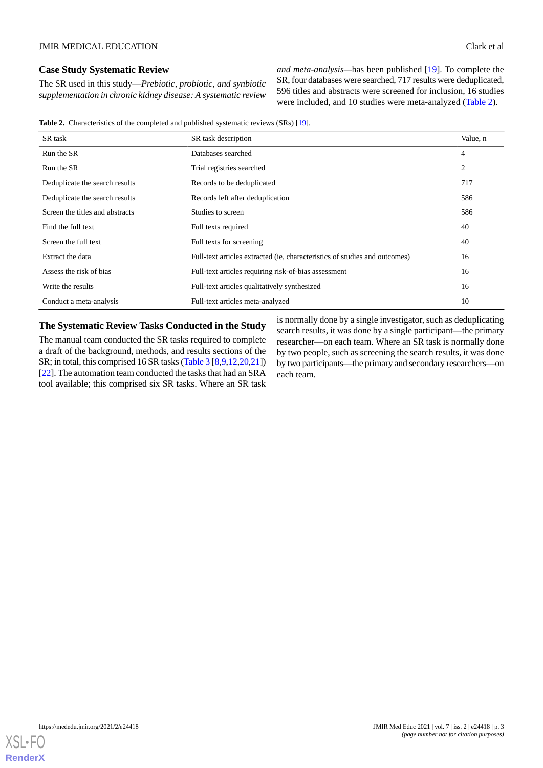## Case Study Systematic Review

The SR used in this study—*Prebiotic, probiotic, and synbiotic supplementation in chronic kidney disease: A systematic review and meta-analysis*—has been published [19]. To complete the SR, four databases were searched, 717 results were deduplicated, 596 titles and abstracts were screened for inclusion, 16 studies were included, and 10 studies were meta-analyzed (Table 2).

**Table 2.** Characteristics of the completed and published systematic reviews (SRs) [19].

| SR task | SR task description | Value, n |
|---|---|---|
| Run the SR | Databases searched | 4 |
| Run the SR | Trial registries searched | 2 |
| Deduplicate the search results | Records to be deduplicated | 717 |
| Deduplicate the search results | Records left after deduplication | 586 |
| Screen the titles and abstracts | Studies to screen | 586 |
| Find the full text | Full texts required | 40 |
| Screen the full text | Full texts for screening | 40 |
| Extract the data | Full-text articles extracted (ie, characteristics of studies and outcomes) | 16 |
| Assess the risk of bias | Full-text articles requiring risk-of-bias assessment | 16 |
| Write the results | Full-text articles qualitatively synthesized | 16 |
| Conduct a meta-analysis | Full-text articles meta-analyzed | 10 |

## The Systematic Review Tasks Conducted in the Study

The manual team conducted the SR tasks required to complete a draft of the background, methods, and results sections of the SR; in total, this comprised 16 SR tasks (Table 3 [8,9,12,20,21]) [22]. The automation team conducted the tasks that had an SRA tool available; this comprised six SR tasks. Where an SR task is normally done by a single investigator, such as deduplicating search results, it was done by a single participant—the primary researcher—on each team. Where an SR task is normally done by two people, such as screening the search results, it was done by two participants—the primary and secondary researchers—on each team.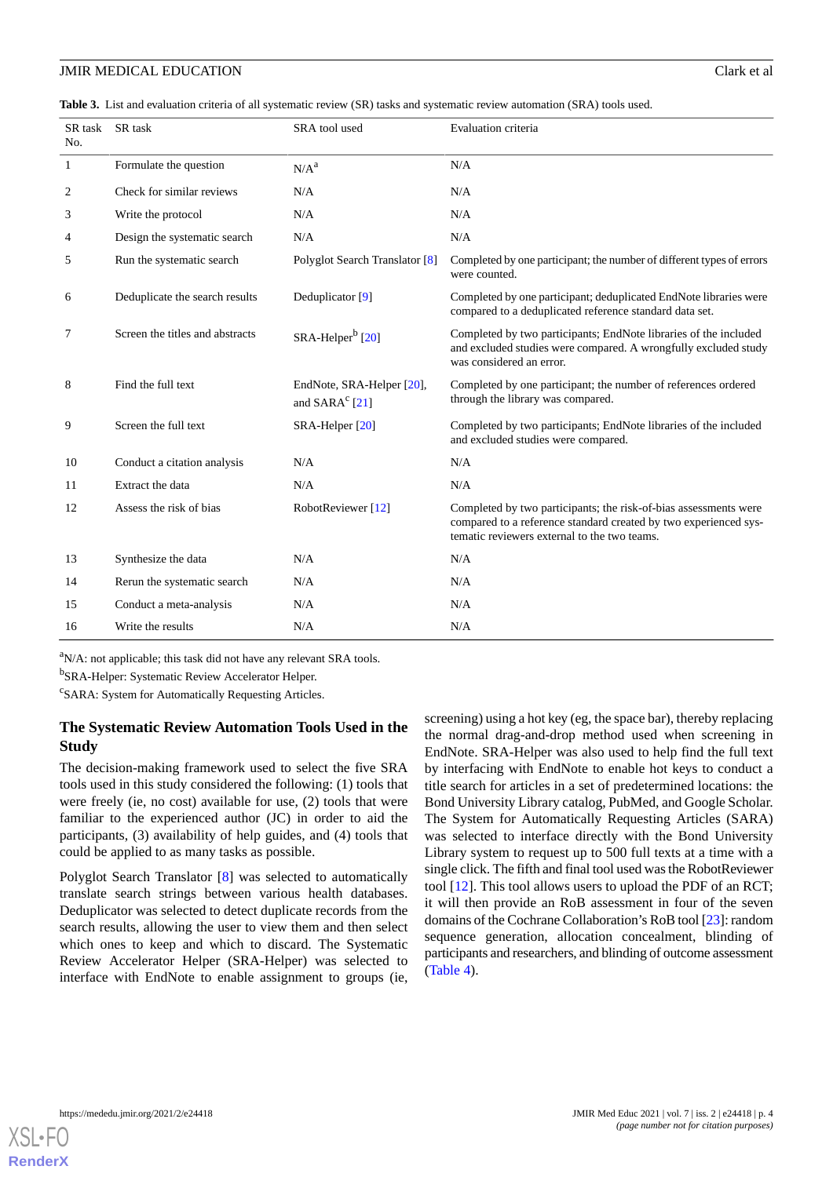**Table 3.** List and evaluation criteria of all systematic review (SR) tasks and systematic review automation (SRA) tools used.

| SR task No. | SR task | SRA tool used | Evaluation criteria |
|---|---|---|---|
| 1 | Formulate the question | N/A[a] | N/A |
| 2 | Check for similar reviews | N/A | N/A |
| 3 | Write the protocol | N/A | N/A |
| 4 | Design the systematic search | N/A | N/A |
| 5 | Run the systematic search | Polyglot Search Translator [8] | Completed by one participant; the number of different types of errors were counted. |
| 6 | Deduplicate the search results | Deduplicator [9] | Completed by one participant; deduplicated EndNote libraries were compared to a deduplicated reference standard data set. |
| 7 | Screen the titles and abstracts | SRA-Helper[b] [20] | Completed by two participants; EndNote libraries of the included and excluded studies were compared. A wrongfully excluded study was considered an error. |
| 8 | Find the full text | EndNote, SRA-Helper [20], and SARA[c] [21] | Completed by one participant; the number of references ordered through the library was compared. |
| 9 | Screen the full text | SRA-Helper [20] | Completed by two participants; EndNote libraries of the included and excluded studies were compared. |
| 10 | Conduct a citation analysis | N/A | N/A |
| 11 | Extract the data | N/A | N/A |
| 12 | Assess the risk of bias | RobotReviewer [12] | Completed by two participants; the risk-of-bias assessments were compared to a reference standard created by two experienced systematic reviewers external to the two teams. |
| 13 | Synthesize the data | N/A | N/A |
| 14 | Rerun the systematic search | N/A | N/A |
| 15 | Conduct a meta-analysis | N/A | N/A |
| 16 | Write the results | N/A | N/A |

[a]N/A: not applicable; this task did not have any relevant SRA tools.

[b]SRA-Helper: Systematic Review Accelerator Helper.

[c]SARA: System for Automatically Requesting Articles.

### The Systematic Review Automation Tools Used in the Study

The decision-making framework used to select the five SRA tools used in this study considered the following: (1) tools that were freely (ie, no cost) available for use, (2) tools that were familiar to the experienced author (JC) in order to aid the participants, (3) availability of help guides, and (4) tools that could be applied to as many tasks as possible.

Polyglot Search Translator [8] was selected to automatically translate search strings between various health databases. Deduplicator was selected to detect duplicate records from the search results, allowing the user to view them and then select which ones to keep and which to discard. The Systematic Review Accelerator Helper (SRA-Helper) was selected to interface with EndNote to enable assignment to groups (ie, screening) using a hot key (eg, the space bar), thereby replacing the normal drag-and-drop method used when screening in EndNote. SRA-Helper was also used to help find the full text by interfacing with EndNote to enable hot keys to conduct a title search for articles in a set of predetermined locations: the Bond University Library catalog, PubMed, and Google Scholar. The System for Automatically Requesting Articles (SARA) was selected to interface directly with the Bond University Library system to request up to 500 full texts at a time with a single click. The fifth and final tool used was the RobotReviewer tool [12]. This tool allows users to upload the PDF of an RCT; it will then provide an RoB assessment in four of the seven domains of the Cochrane Collaboration's RoB tool [23]: random sequence generation, allocation concealment, blinding of participants and researchers, and blinding of outcome assessment (Table 4).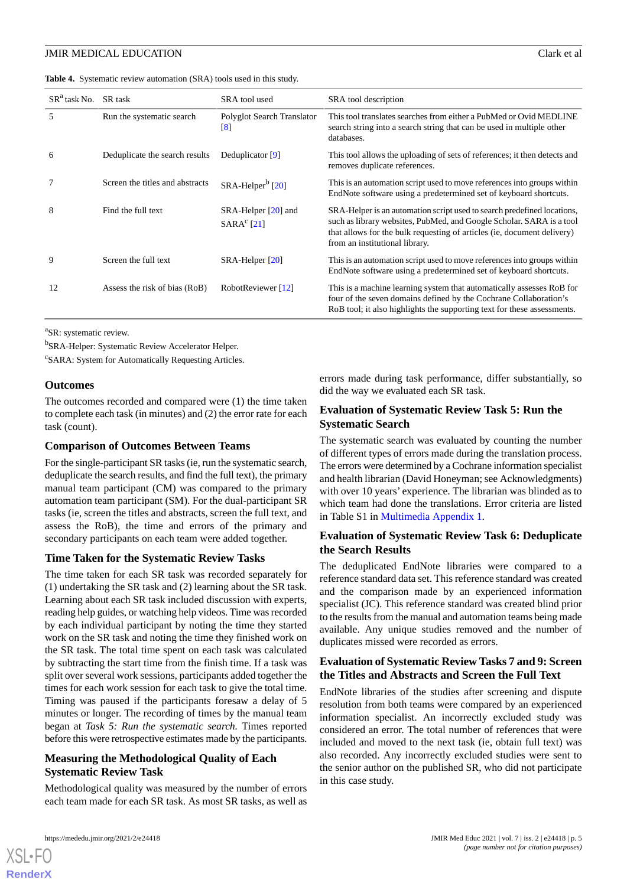**Table 4.** Systematic review automation (SRA) tools used in this study.

| SR[a] task No. | SR task | SRA tool used | SRA tool description |
|---|---|---|---|
| 5 | Run the systematic search | Polyglot Search Translator [8] | This tool translates searches from either a PubMed or Ovid MEDLINE search string into a search string that can be used in multiple other databases. |
| 6 | Deduplicate the search results | Deduplicator [9] | This tool allows the uploading of sets of references; it then detects and removes duplicate references. |
| 7 | Screen the titles and abstracts | SRA-Helper[b] [20] | This is an automation script used to move references into groups within EndNote software using a predetermined set of keyboard shortcuts. |
| 8 | Find the full text | SRA-Helper [20] and SARA[c] [21] | SRA-Helper is an automation script used to search predefined locations, such as library websites, PubMed, and Google Scholar. SARA is a tool that allows for the bulk requesting of articles (ie, document delivery) from an institutional library. |
| 9 | Screen the full text | SRA-Helper [20] | This is an automation script used to move references into groups within EndNote software using a predetermined set of keyboard shortcuts. |
| 12 | Assess the risk of bias (RoB) | RobotReviewer [12] | This is a machine learning system that automatically assesses RoB for four of the seven domains defined by the Cochrane Collaboration's RoB tool; it also highlights the supporting text for these assessments. |

[a]SR: systematic review.

[b]SRA-Helper: Systematic Review Accelerator Helper.

[c]SARA: System for Automatically Requesting Articles.

### Outcomes

The outcomes recorded and compared were (1) the time taken to complete each task (in minutes) and (2) the error rate for each task (count).

### Comparison of Outcomes Between Teams

For the single-participant SR tasks (ie, run the systematic search, deduplicate the search results, and find the full text), the primary manual team participant (CM) was compared to the primary automation team participant (SM). For the dual-participant SR tasks (ie, screen the titles and abstracts, screen the full text, and assess the RoB), the time and errors of the primary and secondary participants on each team were added together.

### Time Taken for the Systematic Review Tasks

The time taken for each SR task was recorded separately for (1) undertaking the SR task and (2) learning about the SR task. Learning about each SR task included discussion with experts, reading help guides, or watching help videos. Time was recorded by each individual participant by noting the time they started work on the SR task and noting the time they finished work on the SR task. The total time spent on each task was calculated by subtracting the start time from the finish time. If a task was split over several work sessions, participants added together the times for each work session for each task to give the total time. Timing was paused if the participants foresaw a delay of 5 minutes or longer. The recording of times by the manual team began at *Task 5: Run the systematic search*. Times reported before this were retrospective estimates made by the participants.

### Measuring the Methodological Quality of Each Systematic Review Task

Methodological quality was measured by the number of errors each team made for each SR task. As most SR tasks, as well as errors made during task performance, differ substantially, so did the way we evaluated each SR task.

### Evaluation of Systematic Review Task 5: Run the Systematic Search

The systematic search was evaluated by counting the number of different types of errors made during the translation process. The errors were determined by a Cochrane information specialist and health librarian (David Honeyman; see Acknowledgments) with over 10 years' experience. The librarian was blinded as to which team had done the translations. Error criteria are listed in Table S1 in Multimedia Appendix 1.

### Evaluation of Systematic Review Task 6: Deduplicate the Search Results

The deduplicated EndNote libraries were compared to a reference standard data set. This reference standard was created and the comparison made by an experienced information specialist (JC). This reference standard was created blind prior to the results from the manual and automation teams being made available. Any unique studies removed and the number of duplicates missed were recorded as errors.

### Evaluation of Systematic Review Tasks 7 and 9: Screen the Titles and Abstracts and Screen the Full Text

EndNote libraries of the studies after screening and dispute resolution from both teams were compared by an experienced information specialist. An incorrectly excluded study was considered an error. The total number of references that were included and moved to the next task (ie, obtain full text) was also recorded. Any incorrectly excluded studies were sent to the senior author on the published SR, who did not participate in this case study.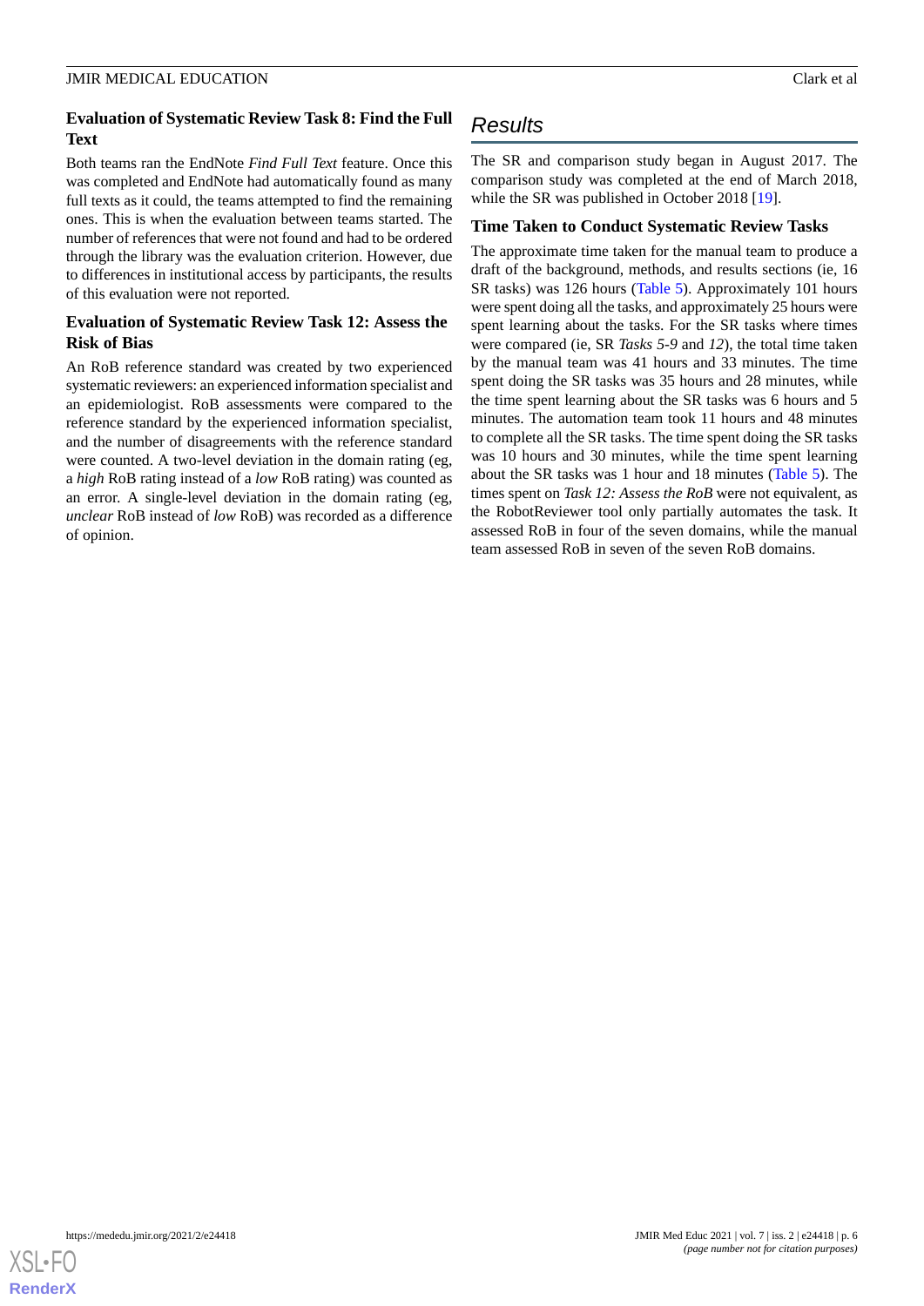### Evaluation of Systematic Review Task 8: Find the Full Text

Both teams ran the EndNote *Find Full Text* feature. Once this was completed and EndNote had automatically found as many full texts as it could, the teams attempted to find the remaining ones. This is when the evaluation between teams started. The number of references that were not found and had to be ordered through the library was the evaluation criterion. However, due to differences in institutional access by participants, the results of this evaluation were not reported.

### Evaluation of Systematic Review Task 12: Assess the Risk of Bias

An RoB reference standard was created by two experienced systematic reviewers: an experienced information specialist and an epidemiologist. RoB assessments were compared to the reference standard by the experienced information specialist, and the number of disagreements with the reference standard were counted. A two-level deviation in the domain rating (eg, a *high* RoB rating instead of a *low* RoB rating) was counted as an error. A single-level deviation in the domain rating (eg, *unclear* RoB instead of *low* RoB) was recorded as a difference of opinion.

## Results

The SR and comparison study began in August 2017. The comparison study was completed at the end of March 2018, while the SR was published in October 2018 [19].

### Time Taken to Conduct Systematic Review Tasks

The approximate time taken for the manual team to produce a draft of the background, methods, and results sections (ie, 16 SR tasks) was 126 hours (Table 5). Approximately 101 hours were spent doing all the tasks, and approximately 25 hours were spent learning about the tasks. For the SR tasks where times were compared (ie, SR *Tasks 5-9* and *12*), the total time taken by the manual team was 41 hours and 33 minutes. The time spent doing the SR tasks was 35 hours and 28 minutes, while the time spent learning about the SR tasks was 6 hours and 5 minutes. The automation team took 11 hours and 48 minutes to complete all the SR tasks. The time spent doing the SR tasks was 10 hours and 30 minutes, while the time spent learning about the SR tasks was 1 hour and 18 minutes (Table 5). The times spent on *Task 12: Assess the RoB* were not equivalent, as the RobotReviewer tool only partially automates the task. It assessed RoB in four of the seven domains, while the manual team assessed RoB in seven of the seven RoB domains.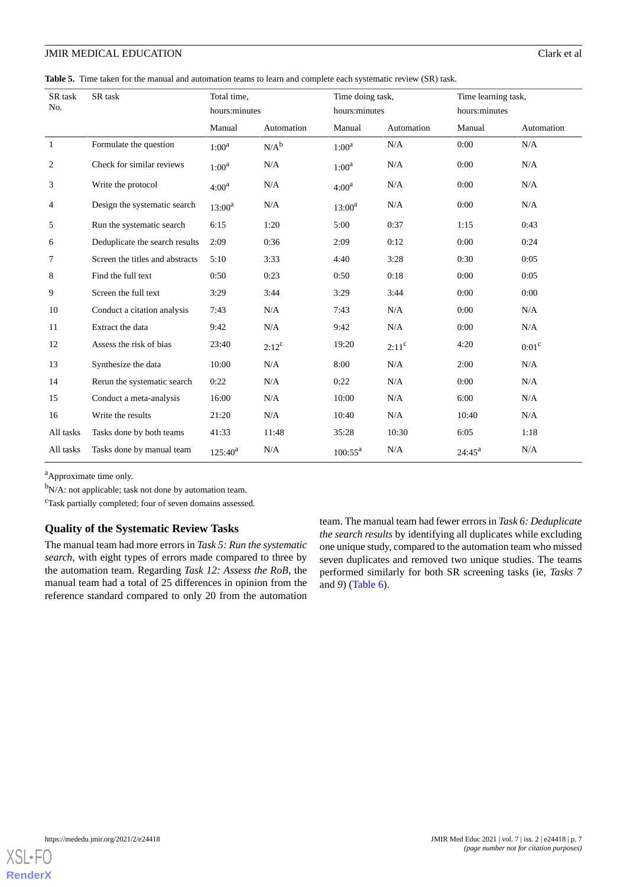**Table 5.** Time taken for the manual and automation teams to learn and complete each systematic review (SR) task.

| SR task No. | SR task | Total time, hours:minutes | | Time doing task, hours:minutes | | Time learning task, hours:minutes | |
|---|---|---|---|---|---|---|---|
| | | Manual | Automation | Manual | Automation | Manual | Automation |
| 1 | Formulate the question | 1:00[a] | N/A[b] | 1:00[a] | N/A | 0:00 | N/A |
| 2 | Check for similar reviews | 1:00[a] | N/A | 1:00[a] | N/A | 0:00 | N/A |
| 3 | Write the protocol | 4:00[a] | N/A | 4:00[a] | N/A | 0:00 | N/A |
| 4 | Design the systematic search | 13:00[a] | N/A | 13:00[a] | N/A | 0:00 | N/A |
| 5 | Run the systematic search | 6:15 | 1:20 | 5:00 | 0:37 | 1:15 | 0:43 |
| 6 | Deduplicate the search results | 2:09 | 0:36 | 2:09 | 0:12 | 0:00 | 0:24 |
| 7 | Screen the titles and abstracts | 5:10 | 3:33 | 4:40 | 3:28 | 0:30 | 0:05 |
| 8 | Find the full text | 0:50 | 0:23 | 0:50 | 0:18 | 0:00 | 0:05 |
| 9 | Screen the full text | 3:29 | 3:44 | 3:29 | 3:44 | 0:00 | 0:00 |
| 10 | Conduct a citation analysis | 7:43 | N/A | 7:43 | N/A | 0:00 | N/A |
| 11 | Extract the data | 9:42 | N/A | 9:42 | N/A | 0:00 | N/A |
| 12 | Assess the risk of bias | 23:40 | 2:12[c] | 19:20 | 2:11[c] | 4:20 | 0:01[c] |
| 13 | Synthesize the data | 10:00 | N/A | 8:00 | N/A | 2:00 | N/A |
| 14 | Rerun the systematic search | 0:22 | N/A | 0:22 | N/A | 0:00 | N/A |
| 15 | Conduct a meta-analysis | 16:00 | N/A | 10:00 | N/A | 6:00 | N/A |
| 16 | Write the results | 21:20 | N/A | 10:40 | N/A | 10:40 | N/A |
| All tasks | Tasks done by both teams | 41:33 | 11:48 | 35:28 | 10:30 | 6:05 | 1:18 |
| All tasks | Tasks done by manual team | 125:40[a] | N/A | 100:55[a] | N/A | 24:45[a] | N/A |

[a]Approximate time only.

[b]N/A: not applicable; task not done by automation team.

[c]Task partially completed; four of seven domains assessed.

## Quality of the Systematic Review Tasks

The manual team had more errors in *Task 5: Run the systematic search*, with eight types of errors made compared to three by the automation team. Regarding *Task 12: Assess the RoB*, the manual team had a total of 25 differences in opinion from the reference standard compared to only 20 from the automation team. The manual team had fewer errors in *Task 6: Deduplicate the search results* by identifying all duplicates while excluding one unique study, compared to the automation team who missed seven duplicates and removed two unique studies. The teams performed similarly for both SR screening tasks (ie, *Tasks 7* and *9*) (Table 6).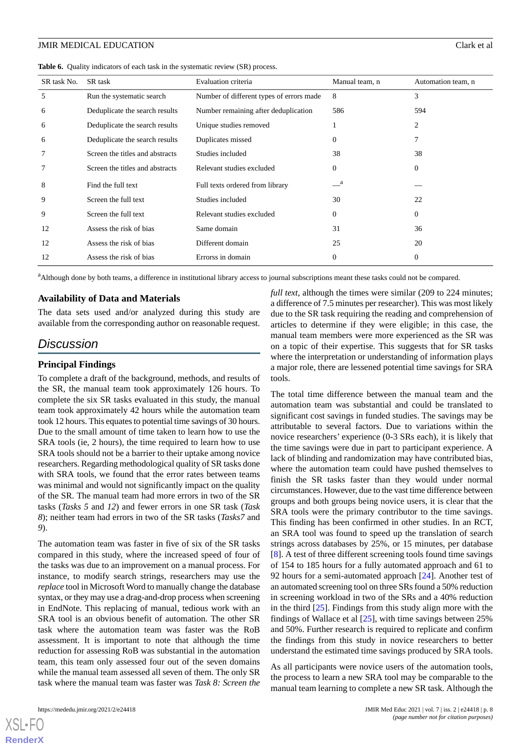**Table 6.** Quality indicators of each task in the systematic review (SR) process.

| SR task No. | SR task | Evaluation criteria | Manual team, n | Automation team, n |
|---|---|---|---|---|
| 5 | Run the systematic search | Number of different types of errors made | 8 | 3 |
| 6 | Deduplicate the search results | Number remaining after deduplication | 586 | 594 |
| 6 | Deduplicate the search results | Unique studies removed | 1 | 2 |
| 6 | Deduplicate the search results | Duplicates missed | 0 | 7 |
| 7 | Screen the titles and abstracts | Studies included | 38 | 38 |
| 7 | Screen the titles and abstracts | Relevant studies excluded | 0 | 0 |
| 8 | Find the full text | Full texts ordered from library | —[a] | — |
| 9 | Screen the full text | Studies included | 30 | 22 |
| 9 | Screen the full text | Relevant studies excluded | 0 | 0 |
| 12 | Assess the risk of bias | Same domain | 31 | 36 |
| 12 | Assess the risk of bias | Different domain | 25 | 20 |
| 12 | Assess the risk of bias | Errorss in domain | 0 | 0 |

[a]Although done by both teams, a difference in institutional library access to journal subscriptions meant these tasks could not be compared.

### Availability of Data and Materials

The data sets used and/or analyzed during this study are available from the corresponding author on reasonable request.

## Discussion

### Principal Findings

To complete a draft of the background, methods, and results of the SR, the manual team took approximately 126 hours. To complete the six SR tasks evaluated in this study, the manual team took approximately 42 hours while the automation team took 12 hours. This equates to potential time savings of 30 hours. Due to the small amount of time taken to learn how to use the SRA tools (ie, 2 hours), the time required to learn how to use SRA tools should not be a barrier to their uptake among novice researchers. Regarding methodological quality of SR tasks done with SRA tools, we found that the error rates between teams was minimal and would not significantly impact on the quality of the SR. The manual team had more errors in two of the SR tasks (*Tasks 5* and *12*) and fewer errors in one SR task (*Task 8*); neither team had errors in two of the SR tasks (*Tasks7* and *9*).

The automation team was faster in five of six of the SR tasks compared in this study, where the increased speed of four of the tasks was due to an improvement on a manual process. For instance, to modify search strings, researchers may use the *replace* tool in Microsoft Word to manually change the database syntax, or they may use a drag-and-drop process when screening in EndNote. This replacing of manual, tedious work with an SRA tool is an obvious benefit of automation. The other SR task where the automation team was faster was the RoB assessment. It is important to note that although the time reduction for assessing RoB was substantial in the automation team, this team only assessed four out of the seven domains while the manual team assessed all seven of them. The only SR task where the manual team was faster was *Task 8: Screen the full text*, although the times were similar (209 to 224 minutes; a difference of 7.5 minutes per researcher). This was most likely due to the SR task requiring the reading and comprehension of articles to determine if they were eligible; in this case, the manual team members were more experienced as the SR was on a topic of their expertise. This suggests that for SR tasks where the interpretation or understanding of information plays a major role, there are lessened potential time savings for SRA tools.

The total time difference between the manual team and the automation team was substantial and could be translated to significant cost savings in funded studies. The savings may be attributable to several factors. Due to variations within the novice researchers' experience (0-3 SRs each), it is likely that the time savings were due in part to participant experience. A lack of blinding and randomization may have contributed bias, where the automation team could have pushed themselves to finish the SR tasks faster than they would under normal circumstances. However, due to the vast time difference between groups and both groups being novice users, it is clear that the SRA tools were the primary contributor to the time savings. This finding has been confirmed in other studies. In an RCT, an SRA tool was found to speed up the translation of search strings across databases by 25%, or 15 minutes, per database [8]. A test of three different screening tools found time savings of 154 to 185 hours for a fully automated approach and 61 to 92 hours for a semi-automated approach [24]. Another test of an automated screening tool on three SRs found a 50% reduction in screening workload in two of the SRs and a 40% reduction in the third [25]. Findings from this study align more with the findings of Wallace et al [25], with time savings between 25% and 50%. Further research is required to replicate and confirm the findings from this study in novice researchers to better understand the estimated time savings produced by SRA tools.

As all participants were novice users of the automation tools, the process to learn a new SRA tool may be comparable to the manual team learning to complete a new SR task. Although the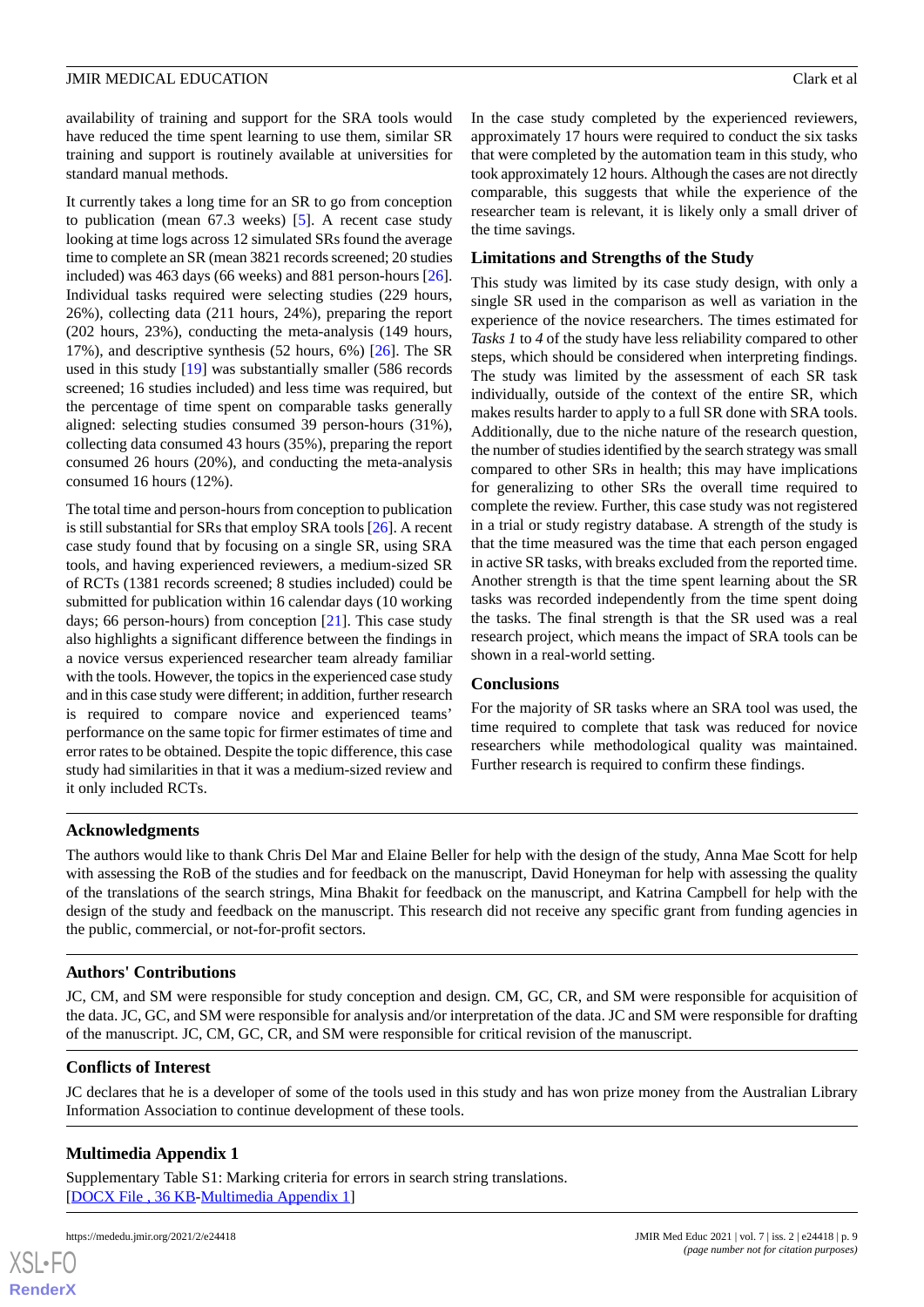availability of training and support for the SRA tools would have reduced the time spent learning to use them, similar SR training and support is routinely available at universities for standard manual methods.

It currently takes a long time for an SR to go from conception to publication (mean 67.3 weeks) [5]. A recent case study looking at time logs across 12 simulated SRs found the average time to complete an SR (mean 3821 records screened; 20 studies included) was 463 days (66 weeks) and 881 person-hours [26]. Individual tasks required were selecting studies (229 hours, 26%), collecting data (211 hours, 24%), preparing the report (202 hours, 23%), conducting the meta-analysis (149 hours, 17%), and descriptive synthesis (52 hours, 6%) [26]. The SR used in this study [19] was substantially smaller (586 records screened; 16 studies included) and less time was required, but the percentage of time spent on comparable tasks generally aligned: selecting studies consumed 39 person-hours (31%), collecting data consumed 43 hours (35%), preparing the report consumed 26 hours (20%), and conducting the meta-analysis consumed 16 hours (12%).

The total time and person-hours from conception to publication is still substantial for SRs that employ SRA tools [26]. A recent case study found that by focusing on a single SR, using SRA tools, and having experienced reviewers, a medium-sized SR of RCTs (1381 records screened; 8 studies included) could be submitted for publication within 16 calendar days (10 working days; 66 person-hours) from conception [21]. This case study also highlights a significant difference between the findings in a novice versus experienced researcher team already familiar with the tools. However, the topics in the experienced case study and in this case study were different; in addition, further research is required to compare novice and experienced teams' performance on the same topic for firmer estimates of time and error rates to be obtained. Despite the topic difference, this case study had similarities in that it was a medium-sized review and it only included RCTs.

In the case study completed by the experienced reviewers, approximately 17 hours were required to conduct the six tasks that were completed by the automation team in this study, who took approximately 12 hours. Although the cases are not directly comparable, this suggests that while the experience of the researcher team is relevant, it is likely only a small driver of the time savings.

### Limitations and Strengths of the Study

This study was limited by its case study design, with only a single SR used in the comparison as well as variation in the experience of the novice researchers. The times estimated for *Tasks 1* to *4* of the study have less reliability compared to other steps, which should be considered when interpreting findings. The study was limited by the assessment of each SR task individually, outside of the context of the entire SR, which makes results harder to apply to a full SR done with SRA tools. Additionally, due to the niche nature of the research question, the number of studies identified by the search strategy was small compared to other SRs in health; this may have implications for generalizing to other SRs the overall time required to complete the review. Further, this case study was not registered in a trial or study registry database. A strength of the study is that the time measured was the time that each person engaged in active SR tasks, with breaks excluded from the reported time. Another strength is that the time spent learning about the SR tasks was recorded independently from the time spent doing the tasks. The final strength is that the SR used was a real research project, which means the impact of SRA tools can be shown in a real-world setting.

### Conclusions

For the majority of SR tasks where an SRA tool was used, the time required to complete that task was reduced for novice researchers while methodological quality was maintained. Further research is required to confirm these findings.

## Acknowledgments

The authors would like to thank Chris Del Mar and Elaine Beller for help with the design of the study, Anna Mae Scott for help with assessing the RoB of the studies and for feedback on the manuscript, David Honeyman for help with assessing the quality of the translations of the search strings, Mina Bhakit for feedback on the manuscript, and Katrina Campbell for help with the design of the study and feedback on the manuscript. This research did not receive any specific grant from funding agencies in the public, commercial, or not-for-profit sectors.

## Authors' Contributions

JC, CM, and SM were responsible for study conception and design. CM, GC, CR, and SM were responsible for acquisition of the data. JC, GC, and SM were responsible for analysis and/or interpretation of the data. JC and SM were responsible for drafting of the manuscript. JC, CM, GC, CR, and SM were responsible for critical revision of the manuscript.

## Conflicts of Interest

JC declares that he is a developer of some of the tools used in this study and has won prize money from the Australian Library Information Association to continue development of these tools.

## Multimedia Appendix 1

Supplementary Table S1: Marking criteria for errors in search string translations.
[DOCX File , 36 KB-Multimedia Appendix 1]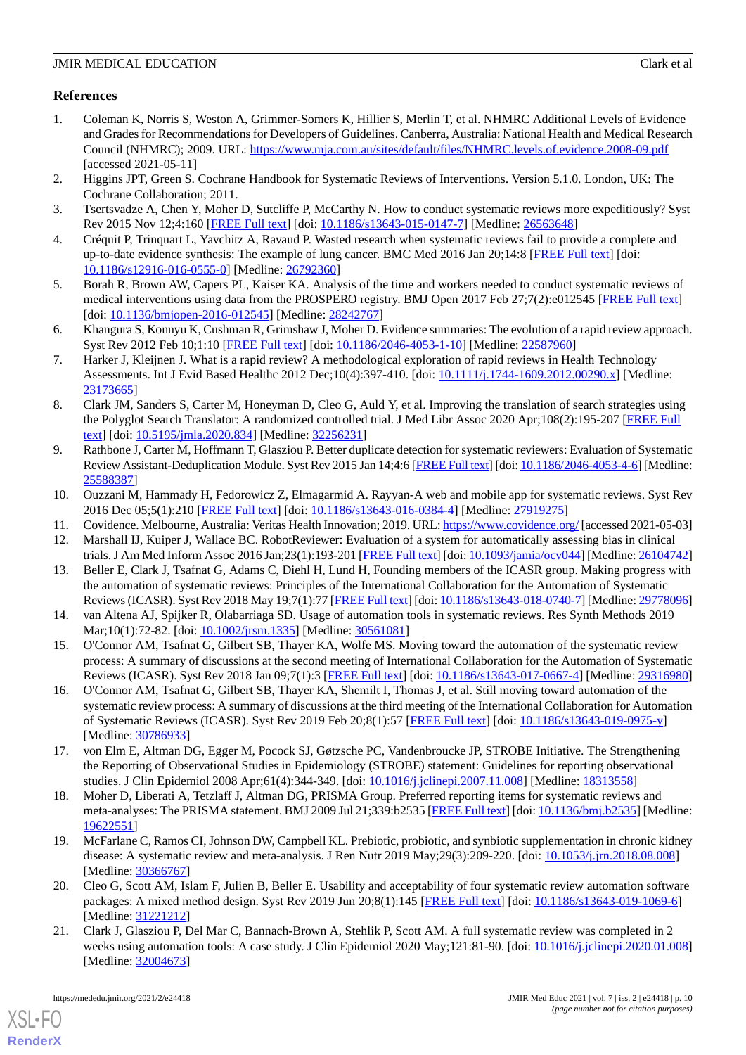## References

1. Coleman K, Norris S, Weston A, Grimmer-Somers K, Hillier S, Merlin T, et al. NHMRC Additional Levels of Evidence and Grades for Recommendations for Developers of Guidelines. Canberra, Australia: National Health and Medical Research Council (NHMRC); 2009. URL: https://www.mja.com.au/sites/default/files/NHMRC.levels.of.evidence.2008-09.pdf [accessed 2021-05-11]
2. Higgins JPT, Green S. Cochrane Handbook for Systematic Reviews of Interventions. Version 5.1.0. London, UK: The Cochrane Collaboration; 2011.
3. Tsertsvadze A, Chen Y, Moher D, Sutcliffe P, McCarthy N. How to conduct systematic reviews more expeditiously? Syst Rev 2015 Nov 12;4:160 [FREE Full text] [doi: 10.1186/s13643-015-0147-7] [Medline: 26563648]
4. Créquit P, Trinquart L, Yavchitz A, Ravaud P. Wasted research when systematic reviews fail to provide a complete and up-to-date evidence synthesis: The example of lung cancer. BMC Med 2016 Jan 20;14:8 [FREE Full text] [doi: 10.1186/s12916-016-0555-0] [Medline: 26792360]
5. Borah R, Brown AW, Capers PL, Kaiser KA. Analysis of the time and workers needed to conduct systematic reviews of medical interventions using data from the PROSPERO registry. BMJ Open 2017 Feb 27;7(2):e012545 [FREE Full text] [doi: 10.1136/bmjopen-2016-012545] [Medline: 28242767]
6. Khangura S, Konnyu K, Cushman R, Grimshaw J, Moher D. Evidence summaries: The evolution of a rapid review approach. Syst Rev 2012 Feb 10;1:10 [FREE Full text] [doi: 10.1186/2046-4053-1-10] [Medline: 22587960]
7. Harker J, Kleijnen J. What is a rapid review? A methodological exploration of rapid reviews in Health Technology Assessments. Int J Evid Based Healthc 2012 Dec;10(4):397-410. [doi: 10.1111/j.1744-1609.2012.00290.x] [Medline: 23173665]
8. Clark JM, Sanders S, Carter M, Honeyman D, Cleo G, Auld Y, et al. Improving the translation of search strategies using the Polyglot Search Translator: A randomized controlled trial. J Med Libr Assoc 2020 Apr;108(2):195-207 [FREE Full text] [doi: 10.5195/jmla.2020.834] [Medline: 32256231]
9. Rathbone J, Carter M, Hoffmann T, Glasziou P. Better duplicate detection for systematic reviewers: Evaluation of Systematic Review Assistant-Deduplication Module. Syst Rev 2015 Jan 14;4:6 [FREE Full text] [doi: 10.1186/2046-4053-4-6] [Medline: 25588387]
10. Ouzzani M, Hammady H, Fedorowicz Z, Elmagarmid A. Rayyan-A web and mobile app for systematic reviews. Syst Rev 2016 Dec 05;5(1):210 [FREE Full text] [doi: 10.1186/s13643-016-0384-4] [Medline: 27919275]
11. Covidence. Melbourne, Australia: Veritas Health Innovation; 2019. URL: https://www.covidence.org/ [accessed 2021-05-03]
12. Marshall IJ, Kuiper J, Wallace BC. RobotReviewer: Evaluation of a system for automatically assessing bias in clinical trials. J Am Med Inform Assoc 2016 Jan;23(1):193-201 [FREE Full text] [doi: 10.1093/jamia/ocv044] [Medline: 26104742]
13. Beller E, Clark J, Tsafnat G, Adams C, Diehl H, Lund H, Founding members of the ICASR group. Making progress with the automation of systematic reviews: Principles of the International Collaboration for the Automation of Systematic Reviews (ICASR). Syst Rev 2018 May 19;7(1):77 [FREE Full text] [doi: 10.1186/s13643-018-0740-7] [Medline: 29778096]
14. van Altena AJ, Spijker R, Olabarriaga SD. Usage of automation tools in systematic reviews. Res Synth Methods 2019 Mar;10(1):72-82. [doi: 10.1002/jrsm.1335] [Medline: 30561081]
15. O'Connor AM, Tsafnat G, Gilbert SB, Thayer KA, Wolfe MS. Moving toward the automation of the systematic review process: A summary of discussions at the second meeting of International Collaboration for the Automation of Systematic Reviews (ICASR). Syst Rev 2018 Jan 09;7(1):3 [FREE Full text] [doi: 10.1186/s13643-017-0667-4] [Medline: 29316980]
16. O'Connor AM, Tsafnat G, Gilbert SB, Thayer KA, Shemilt I, Thomas J, et al. Still moving toward automation of the systematic review process: A summary of discussions at the third meeting of the International Collaboration for Automation of Systematic Reviews (ICASR). Syst Rev 2019 Feb 20;8(1):57 [FREE Full text] [doi: 10.1186/s13643-019-0975-y] [Medline: 30786933]
17. von Elm E, Altman DG, Egger M, Pocock SJ, Gøtzsche PC, Vandenbroucke JP, STROBE Initiative. The Strengthening the Reporting of Observational Studies in Epidemiology (STROBE) statement: Guidelines for reporting observational studies. J Clin Epidemiol 2008 Apr;61(4):344-349. [doi: 10.1016/j.jclinepi.2007.11.008] [Medline: 18313558]
18. Moher D, Liberati A, Tetzlaff J, Altman DG, PRISMA Group. Preferred reporting items for systematic reviews and meta-analyses: The PRISMA statement. BMJ 2009 Jul 21;339:b2535 [FREE Full text] [doi: 10.1136/bmj.b2535] [Medline: 19622551]
19. McFarlane C, Ramos CI, Johnson DW, Campbell KL. Prebiotic, probiotic, and synbiotic supplementation in chronic kidney disease: A systematic review and meta-analysis. J Ren Nutr 2019 May;29(3):209-220. [doi: 10.1053/j.jrn.2018.08.008] [Medline: 30366767]
20. Cleo G, Scott AM, Islam F, Julien B, Beller E. Usability and acceptability of four systematic review automation software packages: A mixed method design. Syst Rev 2019 Jun 20;8(1):145 [FREE Full text] [doi: 10.1186/s13643-019-1069-6] [Medline: 31221212]
21. Clark J, Glasziou P, Del Mar C, Bannach-Brown A, Stehlik P, Scott AM. A full systematic review was completed in 2 weeks using automation tools: A case study. J Clin Epidemiol 2020 May;121:81-90. [doi: 10.1016/j.jclinepi.2020.01.008] [Medline: 32004673]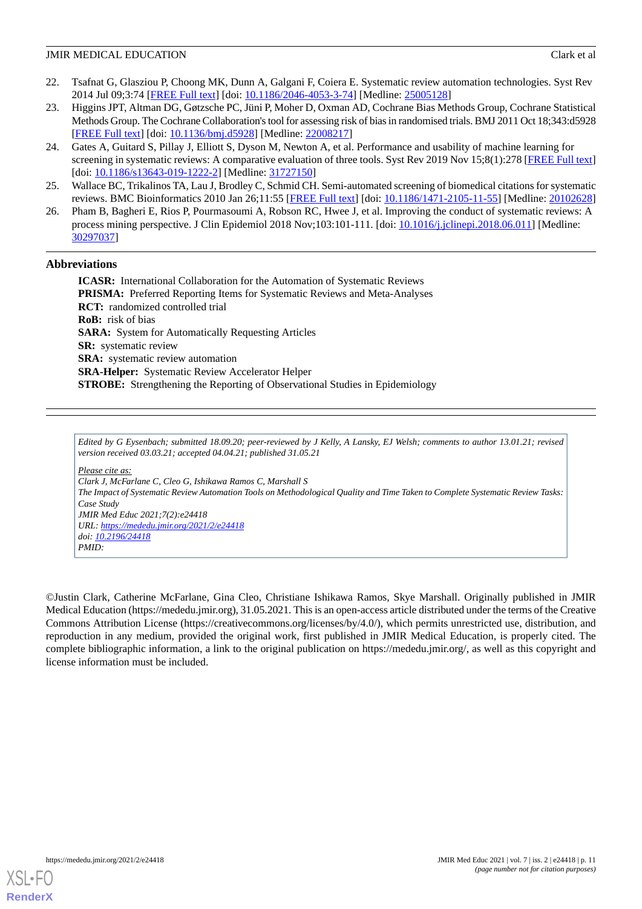22. Tsafnat G, Glasziou P, Choong MK, Dunn A, Galgani F, Coiera E. Systematic review automation technologies. Syst Rev 2014 Jul 09;3:74 [FREE Full text] [doi: 10.1186/2046-4053-3-74] [Medline: 25005128]
23. Higgins JPT, Altman DG, Gøtzsche PC, Jüni P, Moher D, Oxman AD, Cochrane Bias Methods Group, Cochrane Statistical Methods Group. The Cochrane Collaboration's tool for assessing risk of bias in randomised trials. BMJ 2011 Oct 18;343:d5928 [FREE Full text] [doi: 10.1136/bmj.d5928] [Medline: 22008217]
24. Gates A, Guitard S, Pillay J, Elliott S, Dyson M, Newton A, et al. Performance and usability of machine learning for screening in systematic reviews: A comparative evaluation of three tools. Syst Rev 2019 Nov 15;8(1):278 [FREE Full text] [doi: 10.1186/s13643-019-1222-2] [Medline: 31727150]
25. Wallace BC, Trikalinos TA, Lau J, Brodley C, Schmid CH. Semi-automated screening of biomedical citations for systematic reviews. BMC Bioinformatics 2010 Jan 26;11:55 [FREE Full text] [doi: 10.1186/1471-2105-11-55] [Medline: 20102628]
26. Pham B, Bagheri E, Rios P, Pourmasoumi A, Robson RC, Hwee J, et al. Improving the conduct of systematic reviews: A process mining perspective. J Clin Epidemiol 2018 Nov;103:101-111. [doi: 10.1016/j.jclinepi.2018.06.011] [Medline: 30297037]

## Abbreviations

**ICASR:** International Collaboration for the Automation of Systematic Reviews
**PRISMA:** Preferred Reporting Items for Systematic Reviews and Meta-Analyses
**RCT:** randomized controlled trial
**RoB:** risk of bias
**SARA:** System for Automatically Requesting Articles
**SR:** systematic review
**SRA:** systematic review automation
**SRA-Helper:** Systematic Review Accelerator Helper
**STROBE:** Strengthening the Reporting of Observational Studies in Epidemiology

*Edited by G Eysenbach; submitted 18.09.20; peer-reviewed by J Kelly, A Lansky, EJ Welsh; comments to author 13.01.21; revised version received 03.03.21; accepted 04.04.21; published 31.05.21*

*Please cite as:*
*Clark J, McFarlane C, Cleo G, Ishikawa Ramos C, Marshall S*
*The Impact of Systematic Review Automation Tools on Methodological Quality and Time Taken to Complete Systematic Review Tasks: Case Study*
*JMIR Med Educ 2021;7(2):e24418*
*URL: https://mededu.jmir.org/2021/2/e24418*
*doi: 10.2196/24418*
*PMID:*

©Justin Clark, Catherine McFarlane, Gina Cleo, Christiane Ishikawa Ramos, Skye Marshall. Originally published in JMIR Medical Education (https://mededu.jmir.org), 31.05.2021. This is an open-access article distributed under the terms of the Creative Commons Attribution License (https://creativecommons.org/licenses/by/4.0/), which permits unrestricted use, distribution, and reproduction in any medium, provided the original work, first published in JMIR Medical Education, is properly cited. The complete bibliographic information, a link to the original publication on https://mededu.jmir.org/, as well as this copyright and license information must be included.